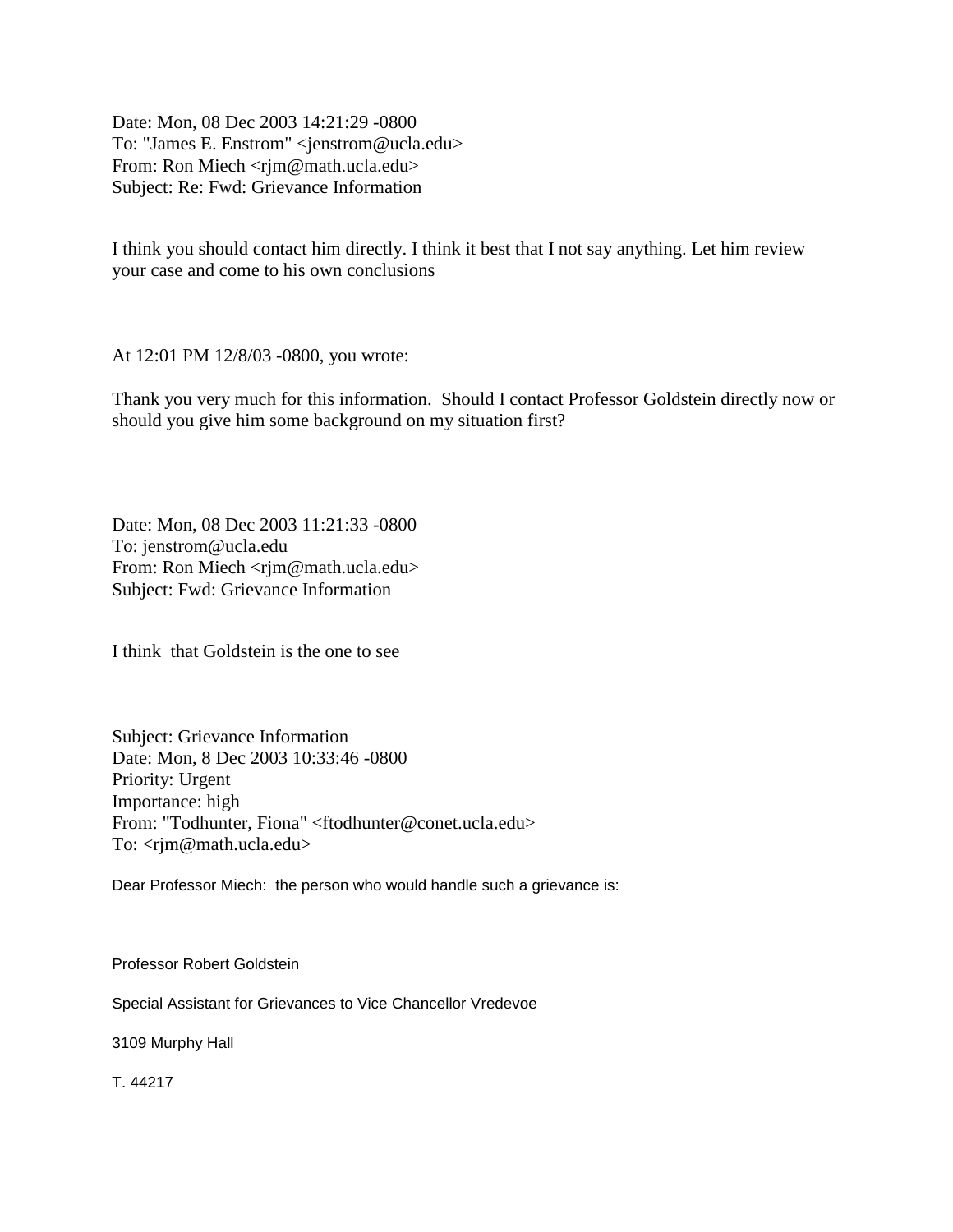Date: Mon, 08 Dec 2003 14:21:29 -0800
To: "James E. Enstrom" <jenstrom@ucla.edu>
From: Ron Miech <rjm@math.ucla.edu>
Subject: Re: Fwd: Grievance Information

I think you should contact him directly. I think it best that I not say anything. Let him review your case and come to his own conclusions

At 12:01 PM 12/8/03 -0800, you wrote:

Thank you very much for this information. Should I contact Professor Goldstein directly now or should you give him some background on my situation first?

Date: Mon, 08 Dec 2003 11:21:33 -0800
To: jenstrom@ucla.edu
From: Ron Miech <rjm@math.ucla.edu>
Subject: Fwd: Grievance Information

I think that Goldstein is the one to see

Subject: Grievance Information
Date: Mon, 8 Dec 2003 10:33:46 -0800
Priority: Urgent
Importance: high
From: "Todhunter, Fiona" <ftodhunter@conet.ucla.edu>
To: <rjm@math.ucla.edu>

Dear Professor Miech: the person who would handle such a grievance is:

Professor Robert Goldstein

Special Assistant for Grievances to Vice Chancellor Vredevoe

3109 Murphy Hall

T. 44217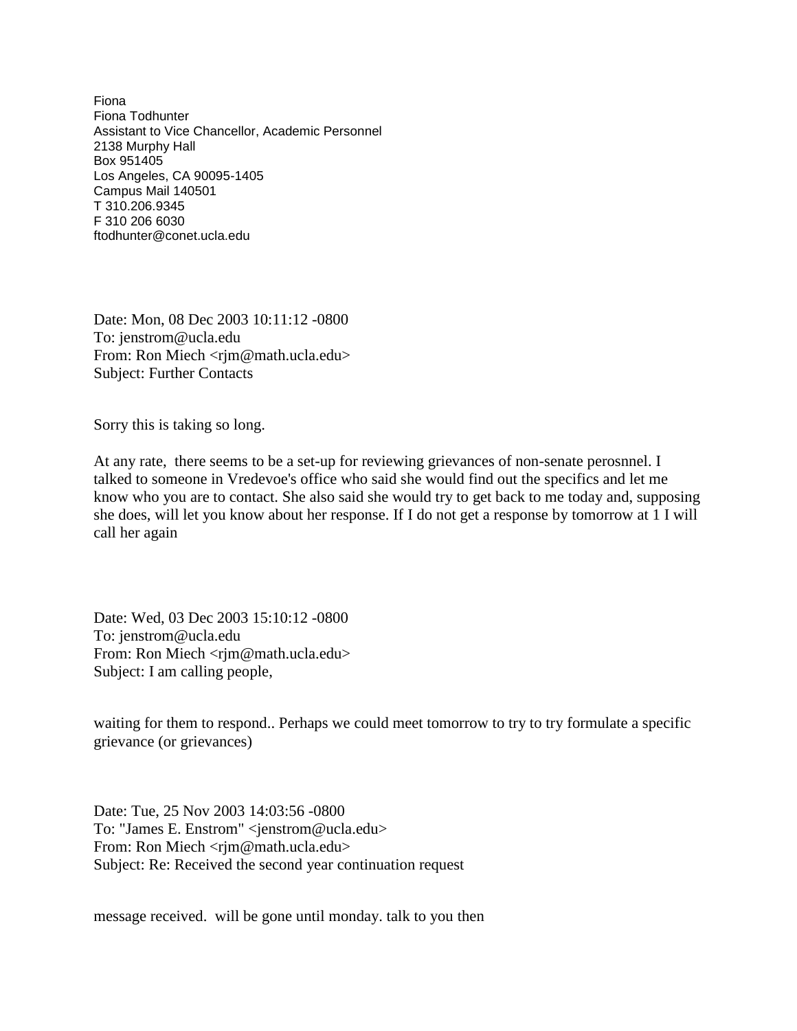Fiona
Fiona Todhunter
Assistant to Vice Chancellor, Academic Personnel
2138 Murphy Hall
Box 951405
Los Angeles, CA 90095-1405
Campus Mail 140501
T 310.206.9345
F 310 206 6030
ftodhunter@conet.ucla.edu

Date: Mon, 08 Dec 2003 10:11:12 -0800
To: jenstrom@ucla.edu
From: Ron Miech <rjm@math.ucla.edu>
Subject: Further Contacts

Sorry this is taking so long.

At any rate, there seems to be a set-up for reviewing grievances of non-senate perosnnel. I talked to someone in Vredevoe's office who said she would find out the specifics and let me know who you are to contact. She also said she would try to get back to me today and, supposing she does, will let you know about her response. If I do not get a response by tomorrow at 1 I will call her again

Date: Wed, 03 Dec 2003 15:10:12 -0800
To: jenstrom@ucla.edu
From: Ron Miech <rjm@math.ucla.edu>
Subject: I am calling people,

waiting for them to respond.. Perhaps we could meet tomorrow to try to try formulate a specific grievance (or grievances)

Date: Tue, 25 Nov 2003 14:03:56 -0800
To: "James E. Enstrom" <jenstrom@ucla.edu>
From: Ron Miech <rjm@math.ucla.edu>
Subject: Re: Received the second year continuation request

message received. will be gone until monday. talk to you then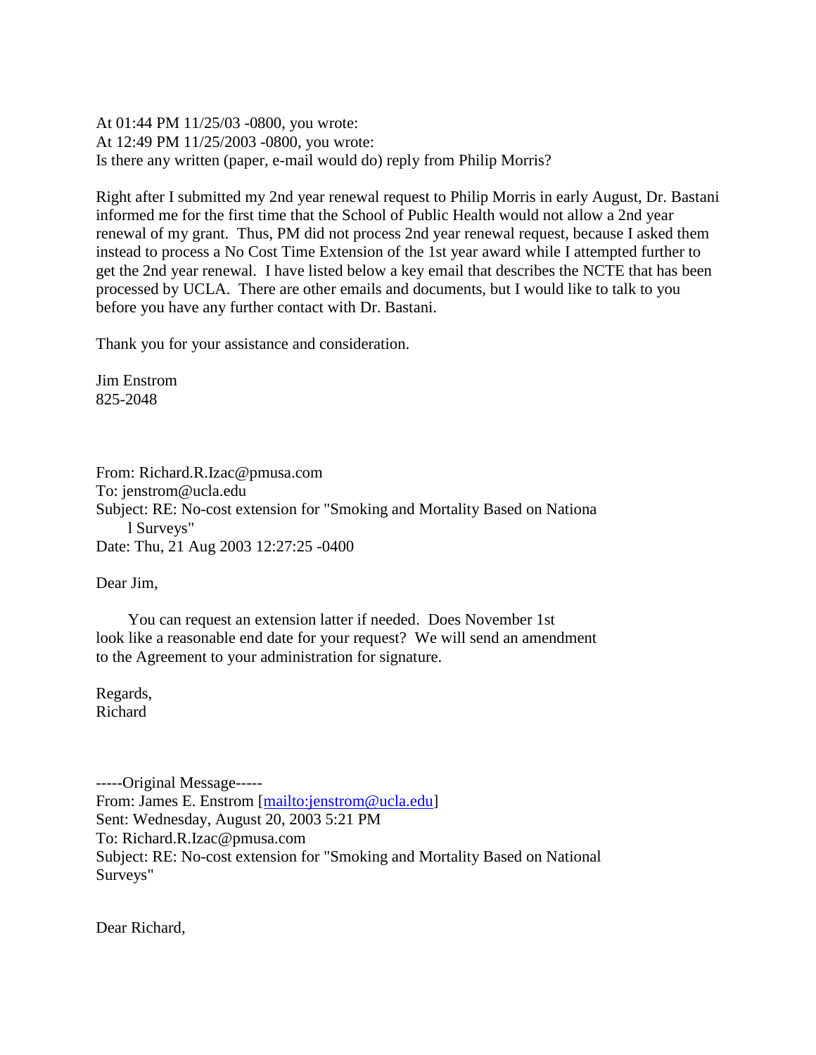At 01:44 PM 11/25/03 -0800, you wrote:
At 12:49 PM 11/25/2003 -0800, you wrote:
Is there any written (paper, e-mail would do) reply from Philip Morris?

Right after I submitted my 2nd year renewal request to Philip Morris in early August, Dr. Bastani informed me for the first time that the School of Public Health would not allow a 2nd year renewal of my grant. Thus, PM did not process 2nd year renewal request, because I asked them instead to process a No Cost Time Extension of the 1st year award while I attempted further to get the 2nd year renewal. I have listed below a key email that describes the NCTE that has been processed by UCLA. There are other emails and documents, but I would like to talk to you before you have any further contact with Dr. Bastani.

Thank you for your assistance and consideration.

Jim Enstrom
825-2048

From: Richard.R.Izac@pmusa.com
To: jenstrom@ucla.edu
Subject: RE: No-cost extension for "Smoking and Mortality Based on Nationa
l Surveys"
Date: Thu, 21 Aug 2003 12:27:25 -0400

Dear Jim,

You can request an extension latter if needed. Does November 1st look like a reasonable end date for your request? We will send an amendment to the Agreement to your administration for signature.

Regards,
Richard

-----Original Message-----
From: James E. Enstrom [mailto:jenstrom@ucla.edu]
Sent: Wednesday, August 20, 2003 5:21 PM
To: Richard.R.Izac@pmusa.com
Subject: RE: No-cost extension for "Smoking and Mortality Based on National Surveys"

Dear Richard,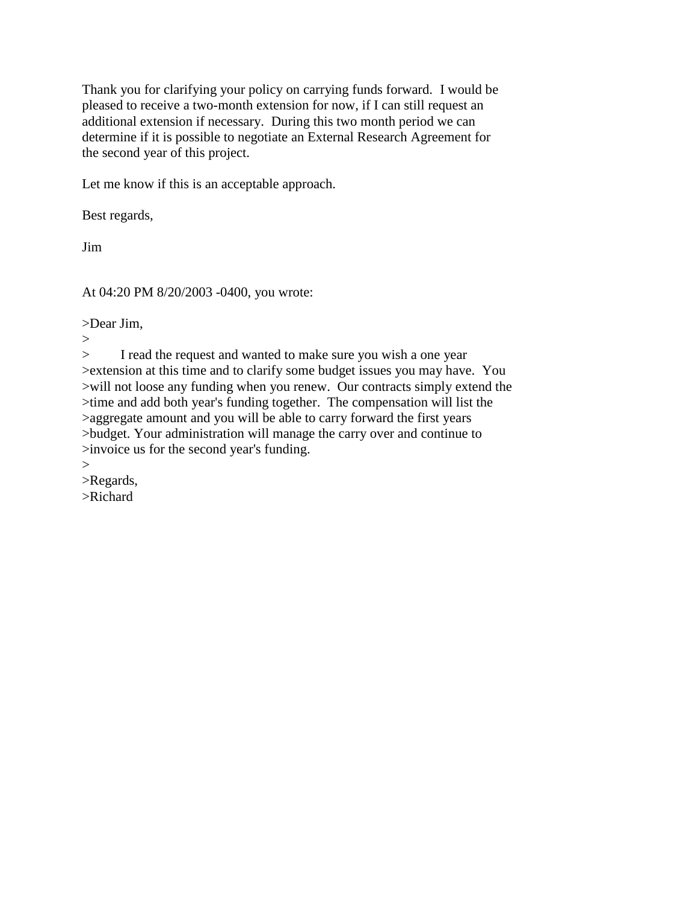Thank you for clarifying your policy on carrying funds forward.  I would be pleased to receive a two-month extension for now, if I can still request an additional extension if necessary.  During this two month period we can determine if it is possible to negotiate an External Research Agreement for the second year of this project.

Let me know if this is an acceptable approach.

Best regards,

Jim

At 04:20 PM 8/20/2003 -0400, you wrote:

>Dear Jim,  
>  
>        I read the request and wanted to make sure you wish a one year  
>extension at this time and to clarify some budget issues you may have.  You  
>will not loose any funding when you renew.  Our contracts simply extend the  
>time and add both year's funding together.  The compensation will list the  
>aggregate amount and you will be able to carry forward the first years  
>budget. Your administration will manage the carry over and continue to  
>invoice us for the second year's funding.  
>  
>Regards,  
>Richard